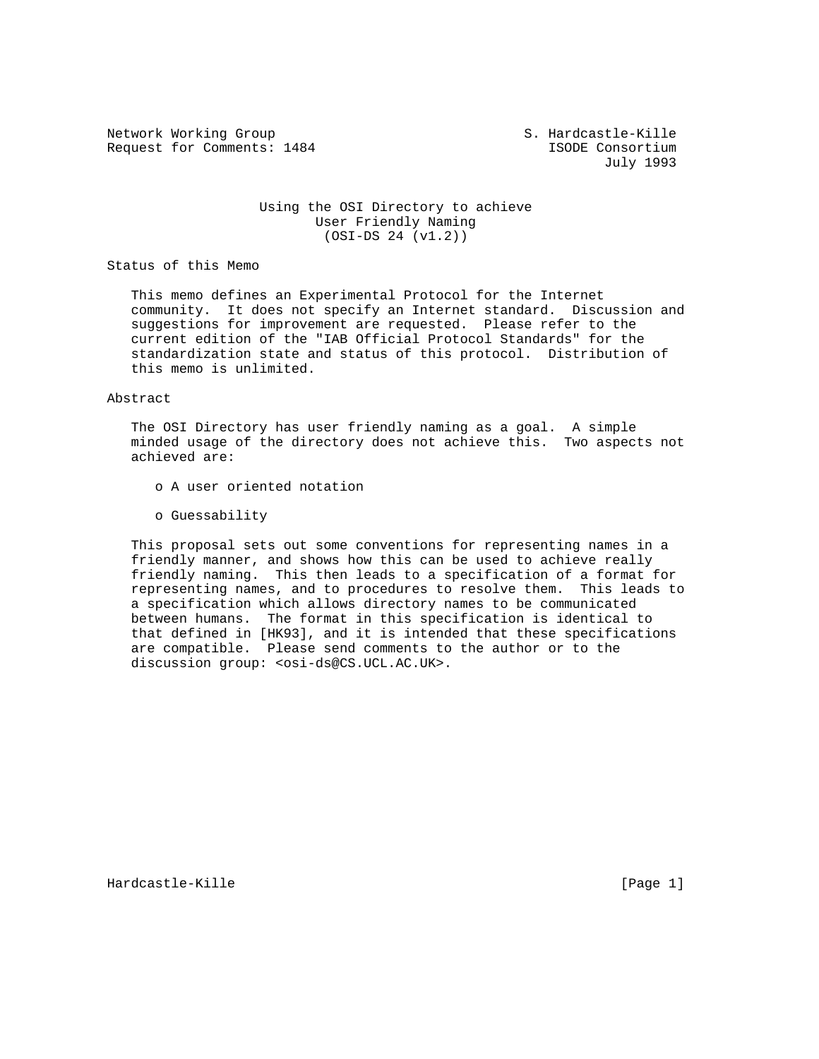Network Working Group S. Hardcastle-Kille
Request for Comments: 1484 ISODE Consortium
July 1993

# Using the OSI Directory to achieve User Friendly Naming (OSI-DS 24 (v1.2))

## Status of this Memo

This memo defines an Experimental Protocol for the Internet community. It does not specify an Internet standard. Discussion and suggestions for improvement are requested. Please refer to the current edition of the "IAB Official Protocol Standards" for the standardization state and status of this protocol. Distribution of this memo is unlimited.

## Abstract

The OSI Directory has user friendly naming as a goal. A simple minded usage of the directory does not achieve this. Two aspects not achieved are:

- A user oriented notation
- Guessability

This proposal sets out some conventions for representing names in a friendly manner, and shows how this can be used to achieve really friendly naming. This then leads to a specification of a format for representing names, and to procedures to resolve them. This leads to a specification which allows directory names to be communicated between humans. The format in this specification is identical to that defined in [HK93], and it is intended that these specifications are compatible. Please send comments to the author or to the discussion group: <osi-ds@CS.UCL.AC.UK>.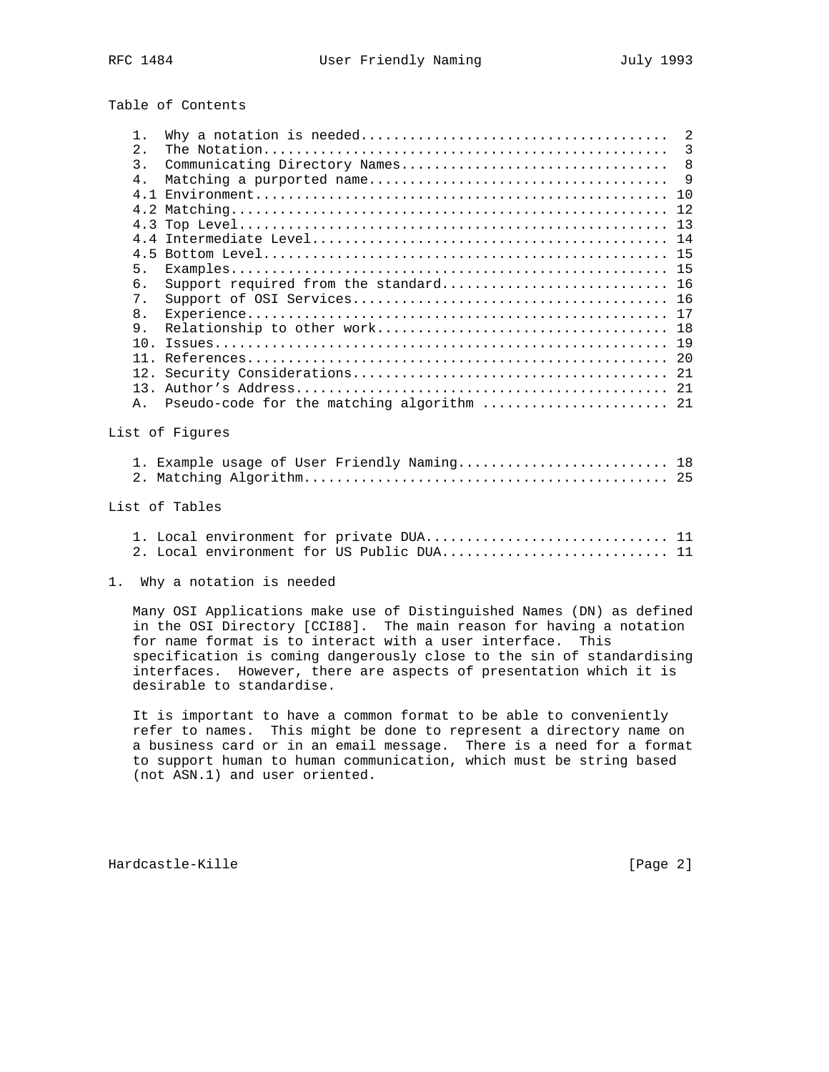Table of Contents

```
   1.  Why a notation is needed.....................................  2
   2.  The Notation.................................................  3
   3.  Communicating Directory Names................................  8
   4.  Matching a purported name....................................  9
   4.1 Environment.................................................. 10
   4.2 Matching..................................................... 12
   4.3 Top Level.................................................... 13
   4.4 Intermediate Level........................................... 14
   4.5 Bottom Level................................................. 15
   5.  Examples..................................................... 15
   6.  Support required from the standard........................... 16
   7.  Support of OSI Services...................................... 16
   8.  Experience................................................... 17
   9.  Relationship to other work................................... 18
   10. Issues....................................................... 19
   11. References................................................... 20
   12. Security Considerations...................................... 21
   13. Author's Address............................................. 21
   A.  Pseudo-code for the matching algorithm ...................... 21
```

List of Figures

```
   1. Example usage of User Friendly Naming......................... 18
   2. Matching Algorithm............................................ 25
```

List of Tables

```
   1. Local environment for private DUA............................. 11
   2. Local environment for US Public DUA........................... 11
```

# 1. Why a notation is needed

Many OSI Applications make use of Distinguished Names (DN) as defined in the OSI Directory [CCI88]. The main reason for having a notation for name format is to interact with a user interface. This specification is coming dangerously close to the sin of standardising interfaces. However, there are aspects of presentation which it is desirable to standardise.

It is important to have a common format to be able to conveniently refer to names. This might be done to represent a directory name on a business card or in an email message. There is a need for a format to support human to human communication, which must be string based (not ASN.1) and user oriented.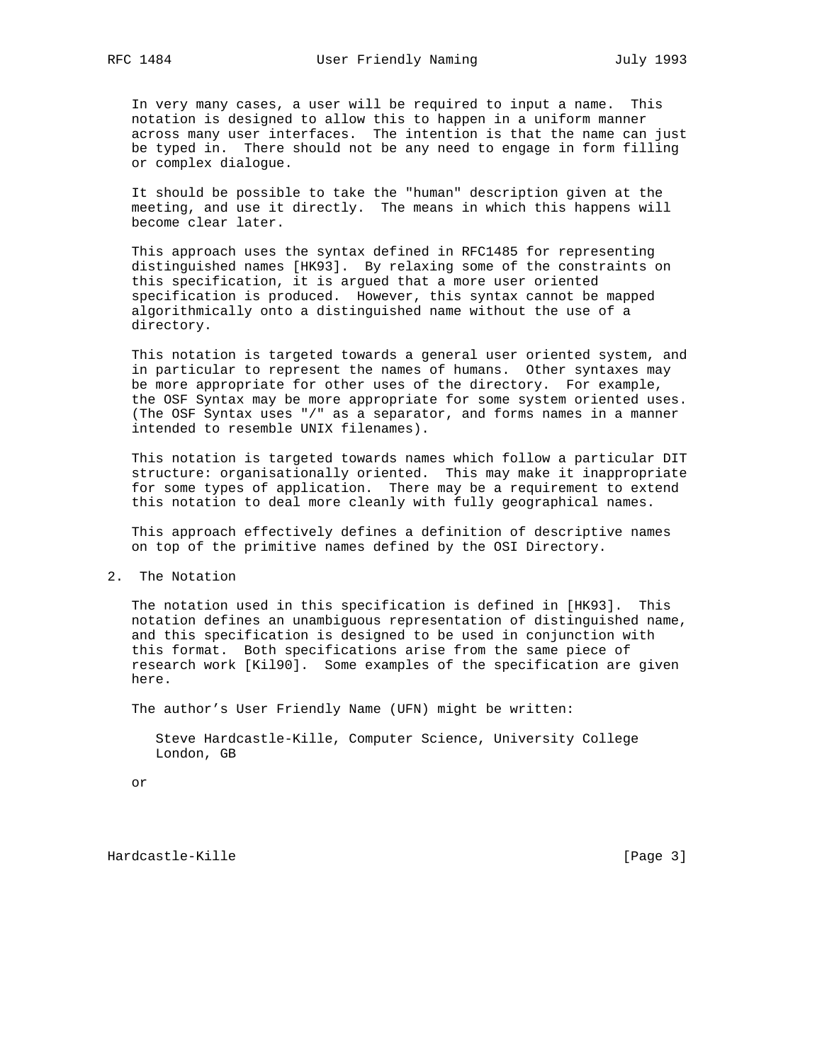In very many cases, a user will be required to input a name. This notation is designed to allow this to happen in a uniform manner across many user interfaces. The intention is that the name can just be typed in. There should not be any need to engage in form filling or complex dialogue.

It should be possible to take the "human" description given at the meeting, and use it directly. The means in which this happens will become clear later.

This approach uses the syntax defined in RFC1485 for representing distinguished names [HK93]. By relaxing some of the constraints on this specification, it is argued that a more user oriented specification is produced. However, this syntax cannot be mapped algorithmically onto a distinguished name without the use of a directory.

This notation is targeted towards a general user oriented system, and in particular to represent the names of humans. Other syntaxes may be more appropriate for other uses of the directory. For example, the OSF Syntax may be more appropriate for some system oriented uses. (The OSF Syntax uses "/" as a separator, and forms names in a manner intended to resemble UNIX filenames).

This notation is targeted towards names which follow a particular DIT structure: organisationally oriented. This may make it inappropriate for some types of application. There may be a requirement to extend this notation to deal more cleanly with fully geographical names.

This approach effectively defines a definition of descriptive names on top of the primitive names defined by the OSI Directory.

## 2. The Notation

The notation used in this specification is defined in [HK93]. This notation defines an unambiguous representation of distinguished name, and this specification is designed to be used in conjunction with this format. Both specifications arise from the same piece of research work [Kil90]. Some examples of the specification are given here.

The author's User Friendly Name (UFN) might be written:

```
Steve Hardcastle-Kille, Computer Science, University College
London, GB
```

or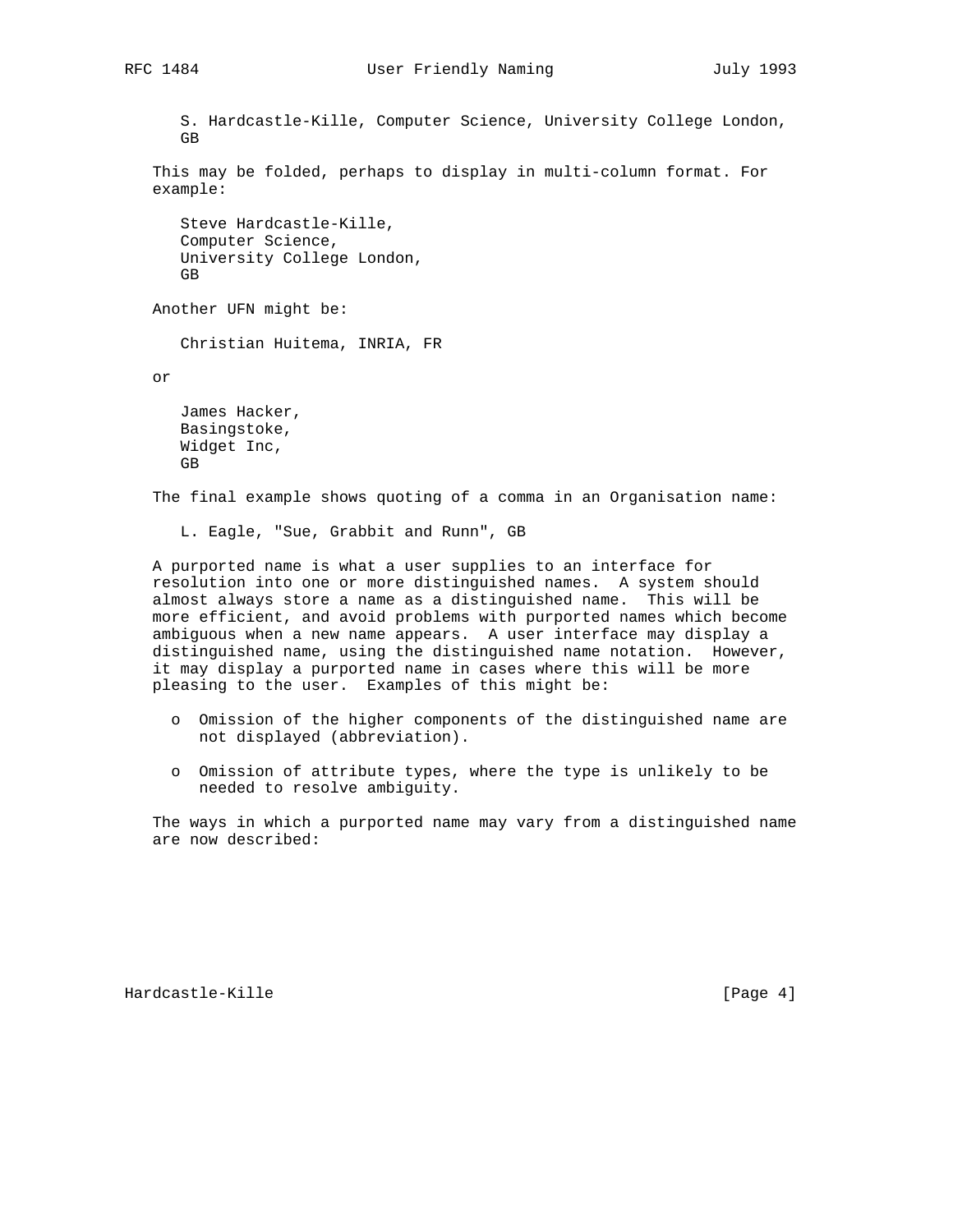S. Hardcastle-Kille, Computer Science, University College London, GB

This may be folded, perhaps to display in multi-column format. For example:

```
Steve Hardcastle-Kille,
Computer Science,
University College London,
GB
```

Another UFN might be:

```
Christian Huitema, INRIA, FR
```

or

```
James Hacker,
Basingstoke,
Widget Inc,
GB
```

The final example shows quoting of a comma in an Organisation name:

```
L. Eagle, "Sue, Grabbit and Runn", GB
```

A purported name is what a user supplies to an interface for resolution into one or more distinguished names. A system should almost always store a name as a distinguished name. This will be more efficient, and avoid problems with purported names which become ambiguous when a new name appears. A user interface may display a distinguished name, using the distinguished name notation. However, it may display a purported name in cases where this will be more pleasing to the user. Examples of this might be:

- Omission of the higher components of the distinguished name are not displayed (abbreviation).
- Omission of attribute types, where the type is unlikely to be needed to resolve ambiguity.

The ways in which a purported name may vary from a distinguished name are now described: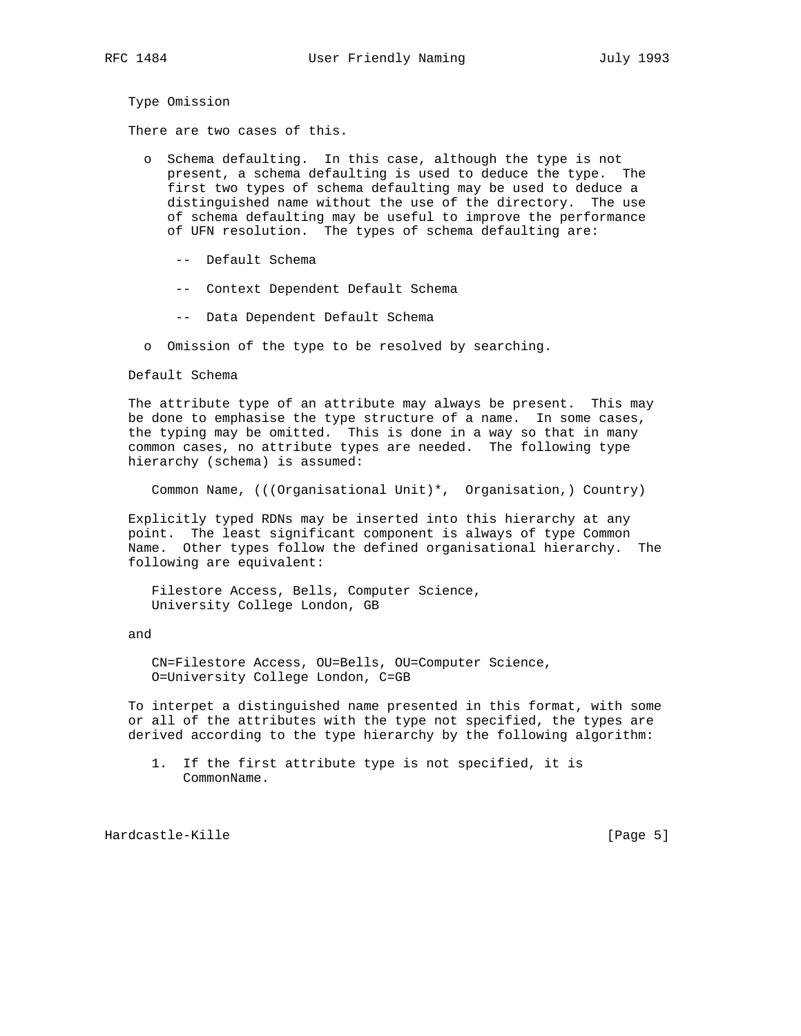## Type Omission

There are two cases of this.

- Schema defaulting. In this case, although the type is not present, a schema defaulting is used to deduce the type. The first two types of schema defaulting may be used to deduce a distinguished name without the use of the directory. The use of schema defaulting may be useful to improve the performance of UFN resolution. The types of schema defaulting are:

  - Default Schema
  - Context Dependent Default Schema
  - Data Dependent Default Schema

- Omission of the type to be resolved by searching.

## Default Schema

The attribute type of an attribute may always be present. This may be done to emphasise the type structure of a name. In some cases, the typing may be omitted. This is done in a way so that in many common cases, no attribute types are needed. The following type hierarchy (schema) is assumed:

```
Common Name, (((Organisational Unit)*,  Organisation,) Country)
```

Explicitly typed RDNs may be inserted into this hierarchy at any point. The least significant component is always of type Common Name. Other types follow the defined organisational hierarchy. The following are equivalent:

```
Filestore Access, Bells, Computer Science,
University College London, GB
```

and

```
CN=Filestore Access, OU=Bells, OU=Computer Science,
O=University College London, C=GB
```

To interpet a distinguished name presented in this format, with some or all of the attributes with the type not specified, the types are derived according to the type hierarchy by the following algorithm:

1. If the first attribute type is not specified, it is CommonName.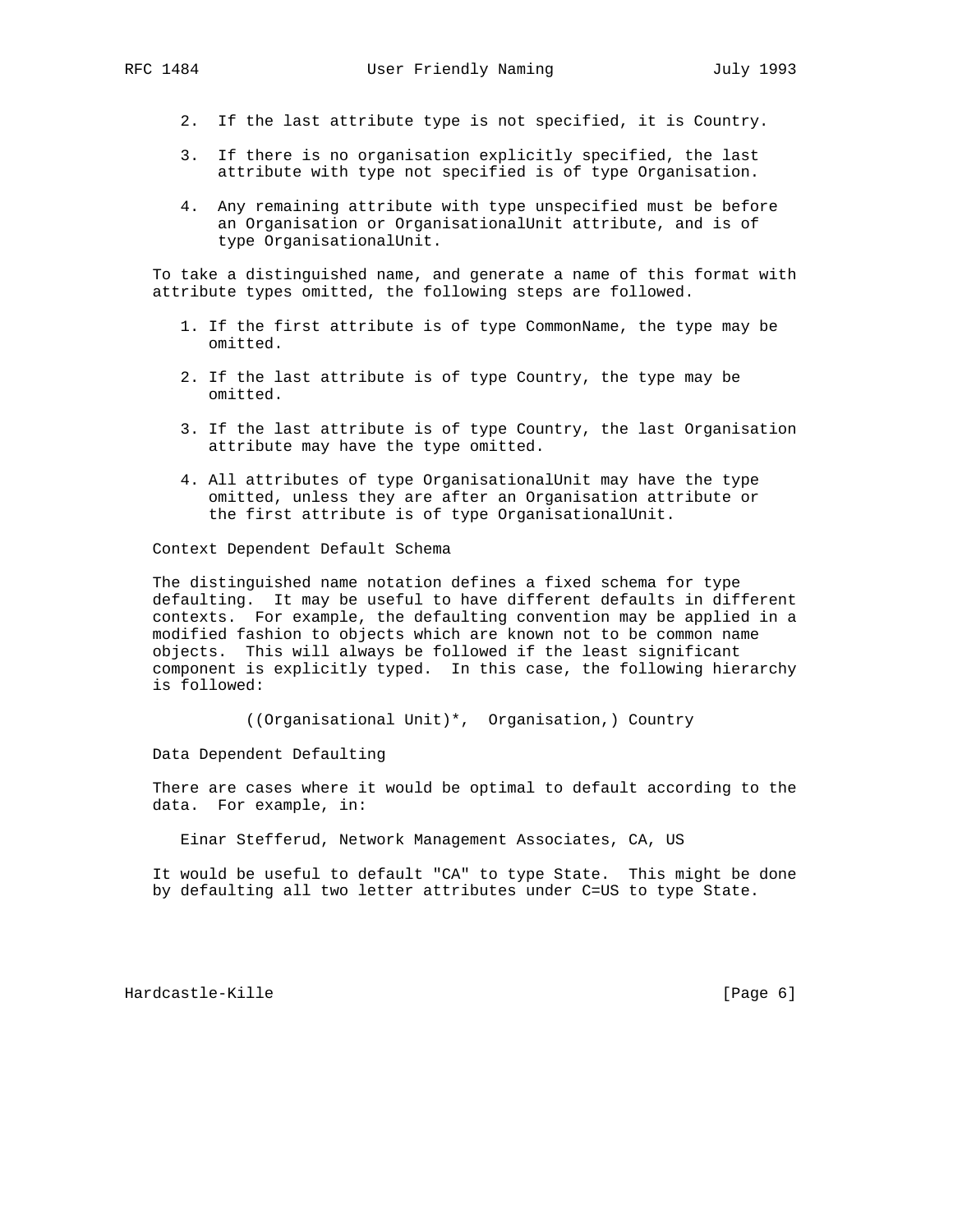2. If the last attribute type is not specified, it is Country.

3. If there is no organisation explicitly specified, the last attribute with type not specified is of type Organisation.

4. Any remaining attribute with type unspecified must be before an Organisation or OrganisationalUnit attribute, and is of type OrganisationalUnit.

To take a distinguished name, and generate a name of this format with attribute types omitted, the following steps are followed.

1. If the first attribute is of type CommonName, the type may be omitted.

2. If the last attribute is of type Country, the type may be omitted.

3. If the last attribute is of type Country, the last Organisation attribute may have the type omitted.

4. All attributes of type OrganisationalUnit may have the type omitted, unless they are after an Organisation attribute or the first attribute is of type OrganisationalUnit.

### Context Dependent Default Schema

The distinguished name notation defines a fixed schema for type defaulting. It may be useful to have different defaults in different contexts. For example, the defaulting convention may be applied in a modified fashion to objects which are known not to be common name objects. This will always be followed if the least significant component is explicitly typed. In this case, the following hierarchy is followed:

```
((Organisational Unit)*,  Organisation,) Country
```

### Data Dependent Defaulting

There are cases where it would be optimal to default according to the data. For example, in:

```
Einar Stefferud, Network Management Associates, CA, US
```

It would be useful to default "CA" to type State. This might be done by defaulting all two letter attributes under C=US to type State.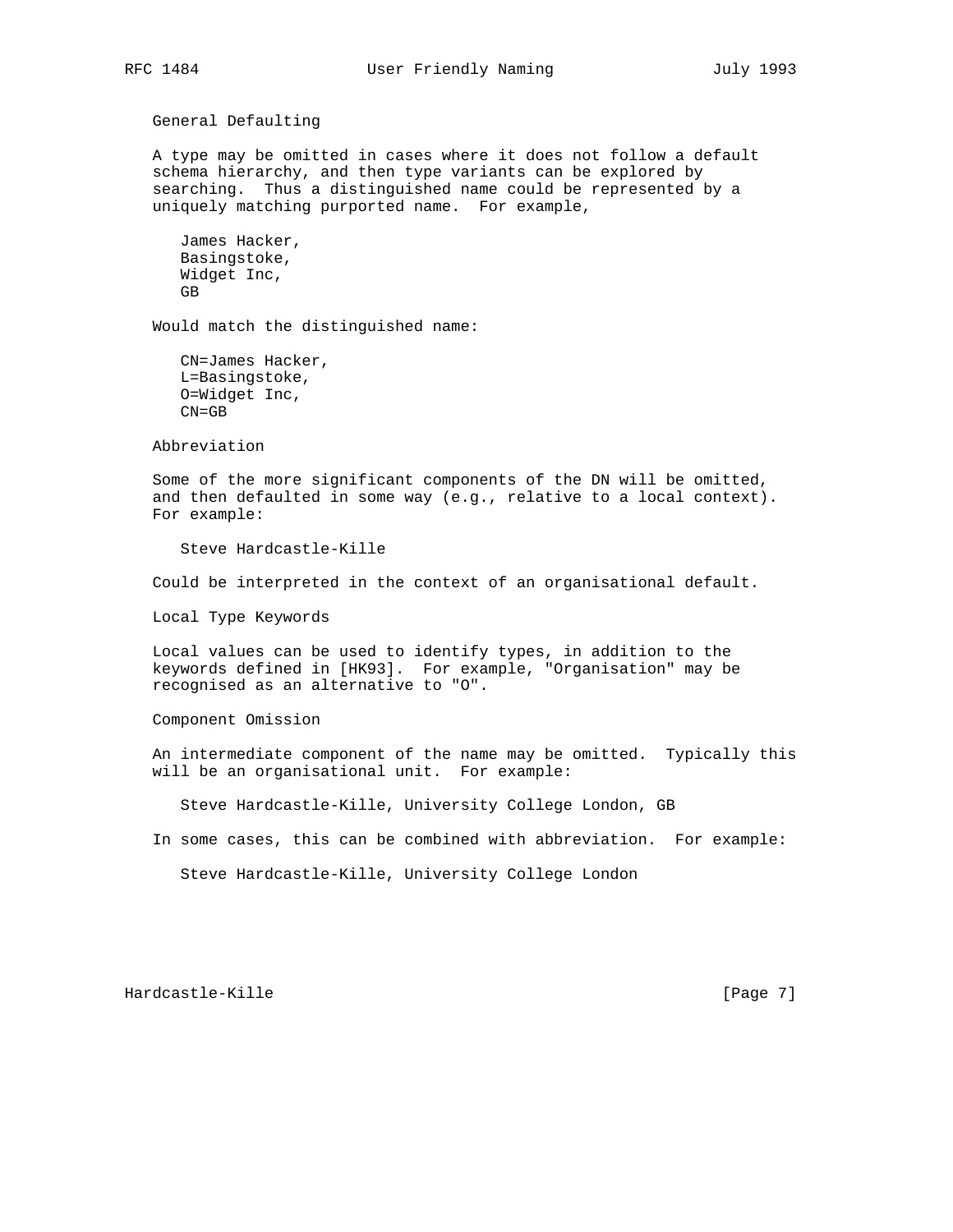General Defaulting

A type may be omitted in cases where it does not follow a default schema hierarchy, and then type variants can be explored by searching. Thus a distinguished name could be represented by a uniquely matching purported name. For example,

```
James Hacker,
Basingstoke,
Widget Inc,
GB
```

Would match the distinguished name:

```
CN=James Hacker,
L=Basingstoke,
O=Widget Inc,
CN=GB
```

Abbreviation

Some of the more significant components of the DN will be omitted, and then defaulted in some way (e.g., relative to a local context). For example:

```
Steve Hardcastle-Kille
```

Could be interpreted in the context of an organisational default.

Local Type Keywords

Local values can be used to identify types, in addition to the keywords defined in [HK93]. For example, "Organisation" may be recognised as an alternative to "O".

Component Omission

An intermediate component of the name may be omitted. Typically this will be an organisational unit. For example:

```
Steve Hardcastle-Kille, University College London, GB
```

In some cases, this can be combined with abbreviation. For example:

```
Steve Hardcastle-Kille, University College London
```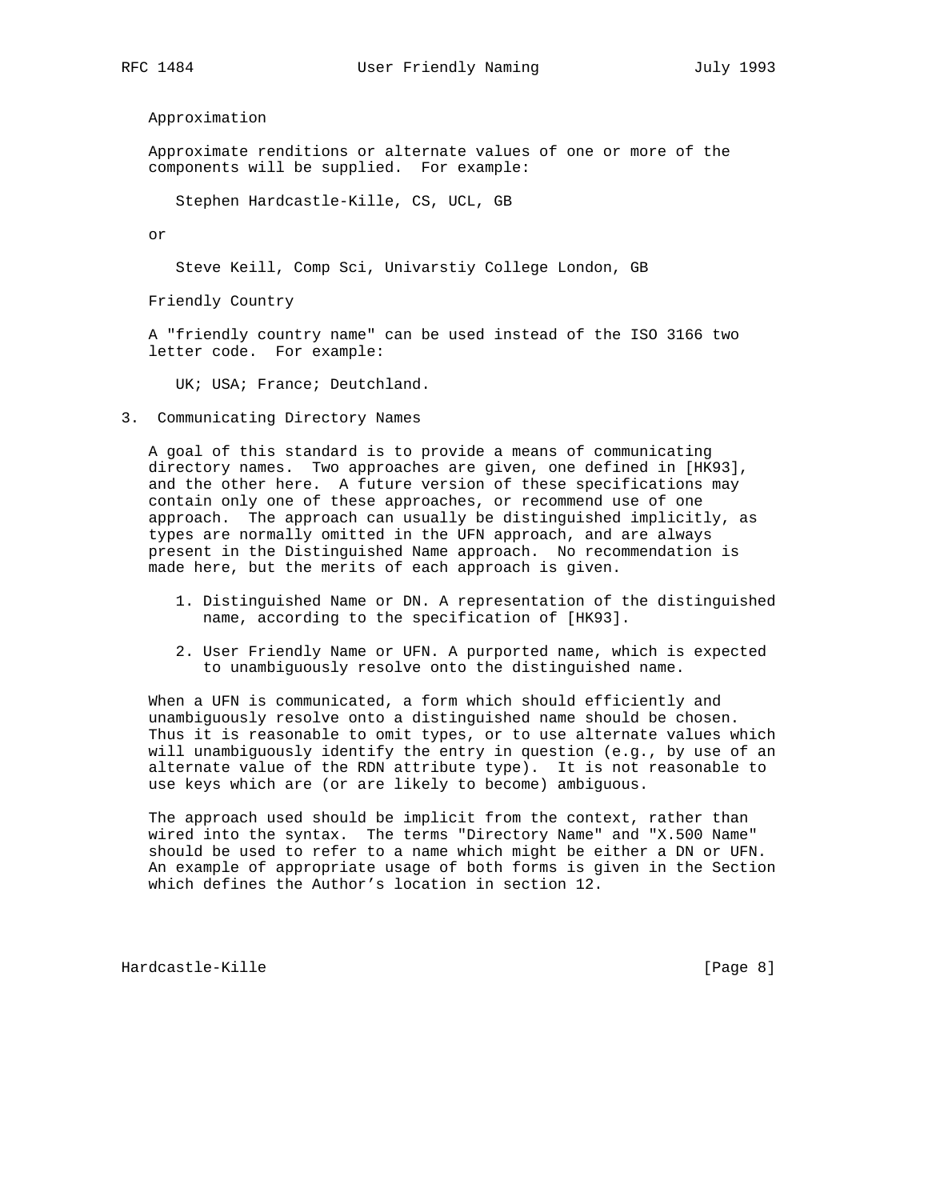Approximation

Approximate renditions or alternate values of one or more of the components will be supplied. For example:

    Stephen Hardcastle-Kille, CS, UCL, GB

or

    Steve Keill, Comp Sci, Univarstiy College London, GB

Friendly Country

A "friendly country name" can be used instead of the ISO 3166 two letter code. For example:

    UK; USA; France; Deutchland.

## 3. Communicating Directory Names

A goal of this standard is to provide a means of communicating directory names. Two approaches are given, one defined in [HK93], and the other here. A future version of these specifications may contain only one of these approaches, or recommend use of one approach. The approach can usually be distinguished implicitly, as types are normally omitted in the UFN approach, and are always present in the Distinguished Name approach. No recommendation is made here, but the merits of each approach is given.

1. Distinguished Name or DN. A representation of the distinguished name, according to the specification of [HK93].

2. User Friendly Name or UFN. A purported name, which is expected to unambiguously resolve onto the distinguished name.

When a UFN is communicated, a form which should efficiently and unambiguously resolve onto a distinguished name should be chosen. Thus it is reasonable to omit types, or to use alternate values which will unambiguously identify the entry in question (e.g., by use of an alternate value of the RDN attribute type). It is not reasonable to use keys which are (or are likely to become) ambiguous.

The approach used should be implicit from the context, rather than wired into the syntax. The terms "Directory Name" and "X.500 Name" should be used to refer to a name which might be either a DN or UFN. An example of appropriate usage of both forms is given in the Section which defines the Author's location in section 12.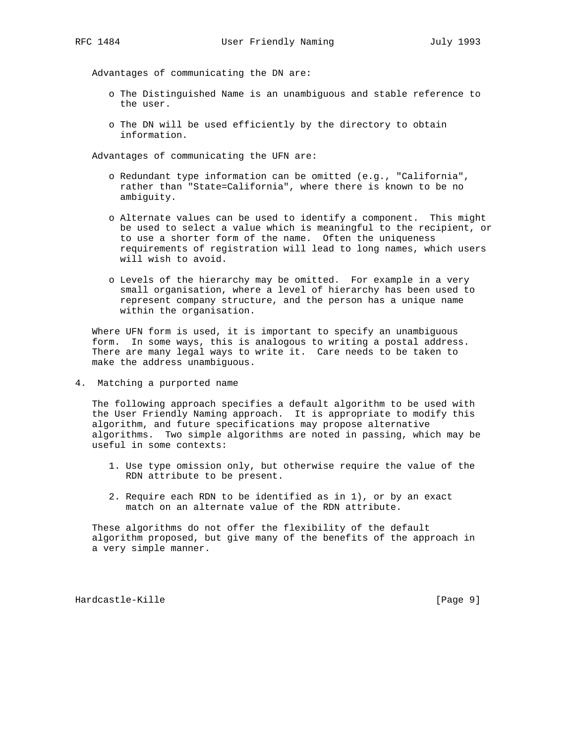Advantages of communicating the DN are:

- The Distinguished Name is an unambiguous and stable reference to the user.

- The DN will be used efficiently by the directory to obtain information.

Advantages of communicating the UFN are:

- Redundant type information can be omitted (e.g., "California", rather than "State=California", where there is known to be no ambiguity.

- Alternate values can be used to identify a component. This might be used to select a value which is meaningful to the recipient, or to use a shorter form of the name. Often the uniqueness requirements of registration will lead to long names, which users will wish to avoid.

- Levels of the hierarchy may be omitted. For example in a very small organisation, where a level of hierarchy has been used to represent company structure, and the person has a unique name within the organisation.

Where UFN form is used, it is important to specify an unambiguous form. In some ways, this is analogous to writing a postal address. There are many legal ways to write it. Care needs to be taken to make the address unambiguous.

## 4. Matching a purported name

The following approach specifies a default algorithm to be used with the User Friendly Naming approach. It is appropriate to modify this algorithm, and future specifications may propose alternative algorithms. Two simple algorithms are noted in passing, which may be useful in some contexts:

1. Use type omission only, but otherwise require the value of the RDN attribute to be present.

2. Require each RDN to be identified as in 1), or by an exact match on an alternate value of the RDN attribute.

These algorithms do not offer the flexibility of the default algorithm proposed, but give many of the benefits of the approach in a very simple manner.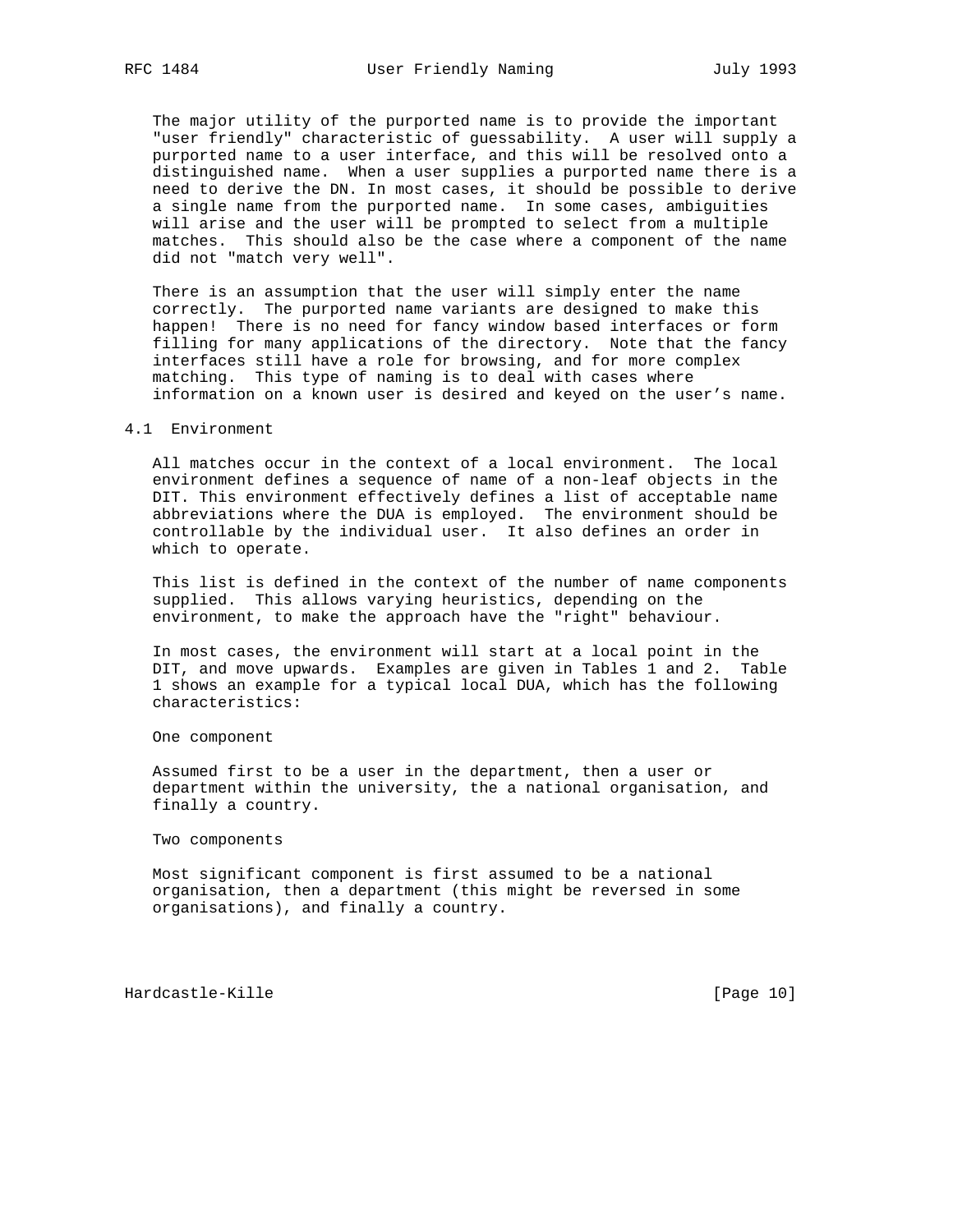The major utility of the purported name is to provide the important "user friendly" characteristic of guessability. A user will supply a purported name to a user interface, and this will be resolved onto a distinguished name. When a user supplies a purported name there is a need to derive the DN. In most cases, it should be possible to derive a single name from the purported name. In some cases, ambiguities will arise and the user will be prompted to select from a multiple matches. This should also be the case where a component of the name did not "match very well".

There is an assumption that the user will simply enter the name correctly. The purported name variants are designed to make this happen! There is no need for fancy window based interfaces or form filling for many applications of the directory. Note that the fancy interfaces still have a role for browsing, and for more complex matching. This type of naming is to deal with cases where information on a known user is desired and keyed on the user's name.

## 4.1 Environment

All matches occur in the context of a local environment. The local environment defines a sequence of name of a non-leaf objects in the DIT. This environment effectively defines a list of acceptable name abbreviations where the DUA is employed. The environment should be controllable by the individual user. It also defines an order in which to operate.

This list is defined in the context of the number of name components supplied. This allows varying heuristics, depending on the environment, to make the approach have the "right" behaviour.

In most cases, the environment will start at a local point in the DIT, and move upwards. Examples are given in Tables 1 and 2. Table 1 shows an example for a typical local DUA, which has the following characteristics:

One component

Assumed first to be a user in the department, then a user or department within the university, the a national organisation, and finally a country.

Two components

Most significant component is first assumed to be a national organisation, then a department (this might be reversed in some organisations), and finally a country.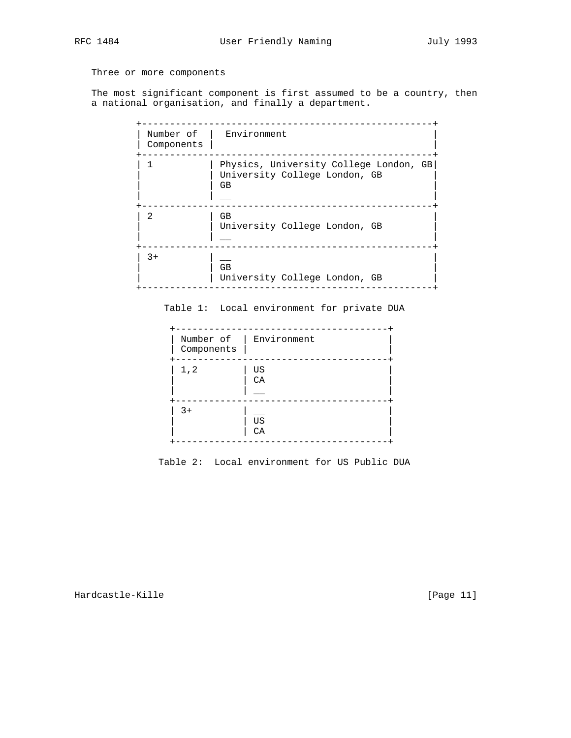Three or more components

The most significant component is first assumed to be a country, then a national organisation, and finally a department.

| Number of Components | Environment |
|---|---|
| 1 | Physics, University College London, GB<br>University College London, GB<br>GB<br>__ |
| 2 | GB<br>University College London, GB<br>__ |
| 3+ | __<br>GB<br>University College London, GB |

Table 1: Local environment for private DUA

| Number of Components | Environment |
|---|---|
| 1,2 | US<br>CA<br>__ |
| 3+ | __<br>US<br>CA |

Table 2: Local environment for US Public DUA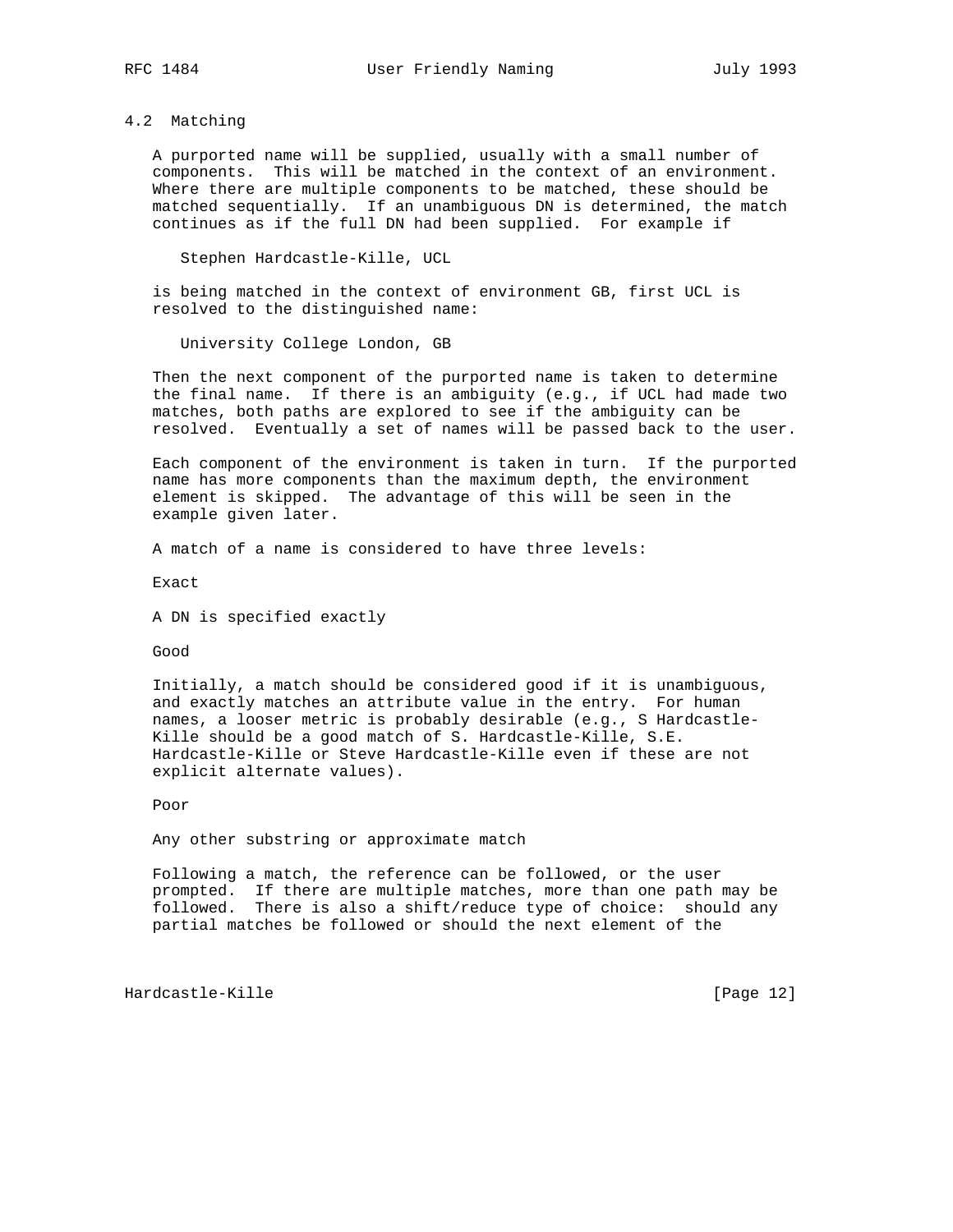## 4.2 Matching

A purported name will be supplied, usually with a small number of components. This will be matched in the context of an environment. Where there are multiple components to be matched, these should be matched sequentially. If an unambiguous DN is determined, the match continues as if the full DN had been supplied. For example if

```
Stephen Hardcastle-Kille, UCL
```

is being matched in the context of environment GB, first UCL is resolved to the distinguished name:

```
University College London, GB
```

Then the next component of the purported name is taken to determine the final name. If there is an ambiguity (e.g., if UCL had made two matches, both paths are explored to see if the ambiguity can be resolved. Eventually a set of names will be passed back to the user.

Each component of the environment is taken in turn. If the purported name has more components than the maximum depth, the environment element is skipped. The advantage of this will be seen in the example given later.

A match of a name is considered to have three levels:

Exact

A DN is specified exactly

Good

Initially, a match should be considered good if it is unambiguous, and exactly matches an attribute value in the entry. For human names, a looser metric is probably desirable (e.g., S Hardcastle-Kille should be a good match of S. Hardcastle-Kille, S.E. Hardcastle-Kille or Steve Hardcastle-Kille even if these are not explicit alternate values).

Poor

Any other substring or approximate match

Following a match, the reference can be followed, or the user prompted. If there are multiple matches, more than one path may be followed. There is also a shift/reduce type of choice: should any partial matches be followed or should the next element of the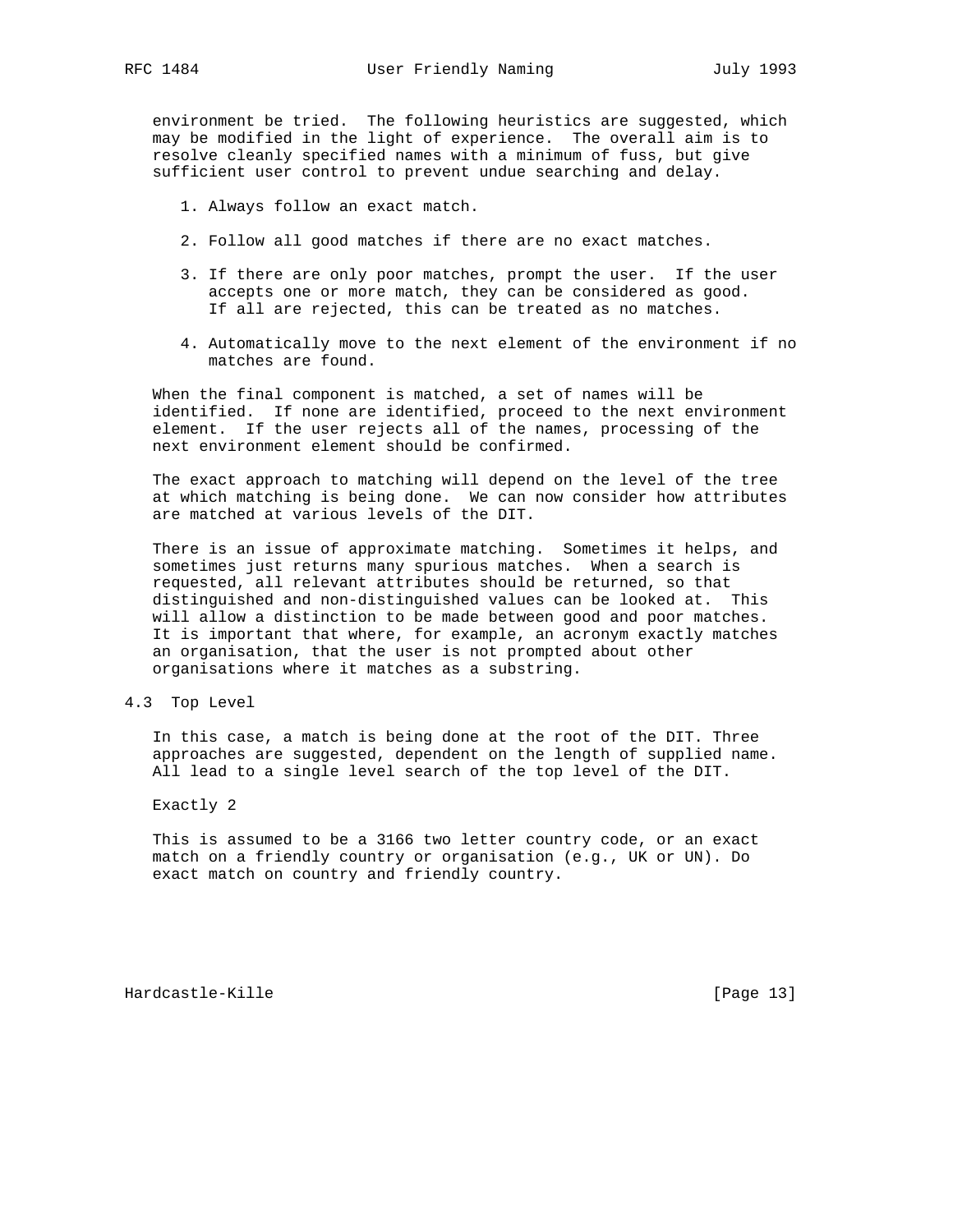environment be tried. The following heuristics are suggested, which may be modified in the light of experience. The overall aim is to resolve cleanly specified names with a minimum of fuss, but give sufficient user control to prevent undue searching and delay.

1. Always follow an exact match.

2. Follow all good matches if there are no exact matches.

3. If there are only poor matches, prompt the user. If the user accepts one or more match, they can be considered as good. If all are rejected, this can be treated as no matches.

4. Automatically move to the next element of the environment if no matches are found.

When the final component is matched, a set of names will be identified. If none are identified, proceed to the next environment element. If the user rejects all of the names, processing of the next environment element should be confirmed.

The exact approach to matching will depend on the level of the tree at which matching is being done. We can now consider how attributes are matched at various levels of the DIT.

There is an issue of approximate matching. Sometimes it helps, and sometimes just returns many spurious matches. When a search is requested, all relevant attributes should be returned, so that distinguished and non-distinguished values can be looked at. This will allow a distinction to be made between good and poor matches. It is important that where, for example, an acronym exactly matches an organisation, that the user is not prompted about other organisations where it matches as a substring.

## 4.3 Top Level

In this case, a match is being done at the root of the DIT. Three approaches are suggested, dependent on the length of supplied name. All lead to a single level search of the top level of the DIT.

Exactly 2

This is assumed to be a 3166 two letter country code, or an exact match on a friendly country or organisation (e.g., UK or UN). Do exact match on country and friendly country.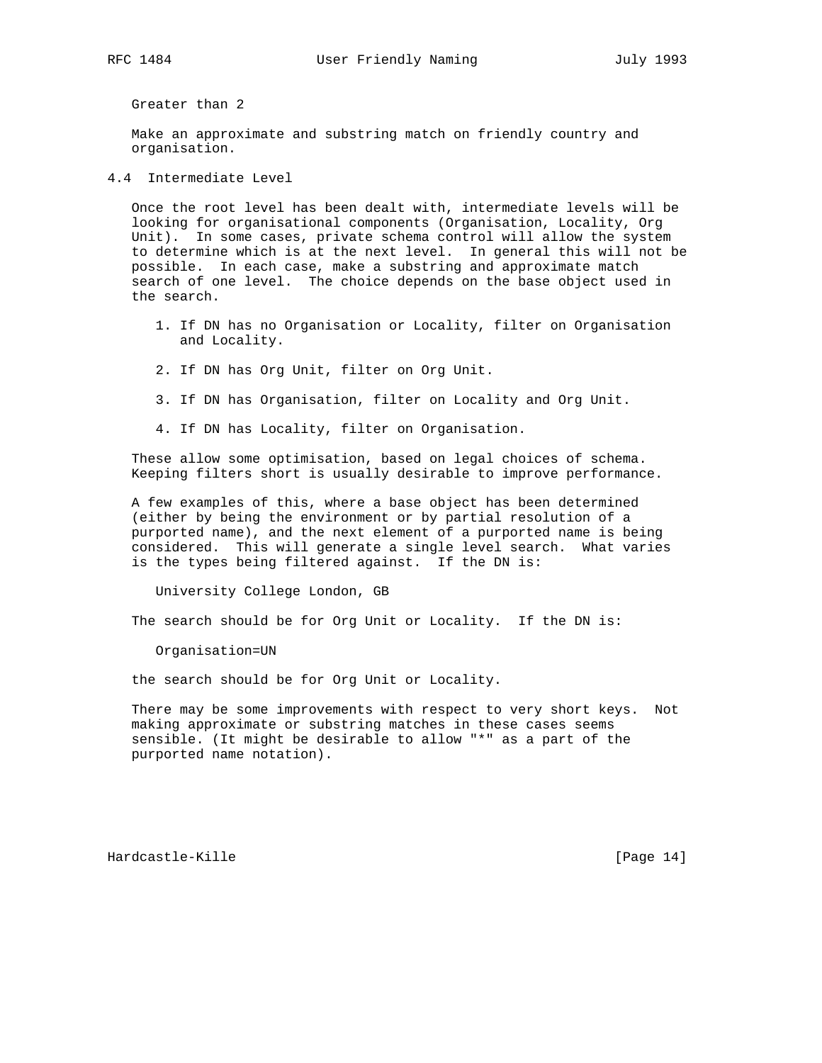Greater than 2

Make an approximate and substring match on friendly country and organisation.

## 4.4 Intermediate Level

Once the root level has been dealt with, intermediate levels will be looking for organisational components (Organisation, Locality, Org Unit). In some cases, private schema control will allow the system to determine which is at the next level. In general this will not be possible. In each case, make a substring and approximate match search of one level. The choice depends on the base object used in the search.

1. If DN has no Organisation or Locality, filter on Organisation and Locality.

2. If DN has Org Unit, filter on Org Unit.

3. If DN has Organisation, filter on Locality and Org Unit.

4. If DN has Locality, filter on Organisation.

These allow some optimisation, based on legal choices of schema. Keeping filters short is usually desirable to improve performance.

A few examples of this, where a base object has been determined (either by being the environment or by partial resolution of a purported name), and the next element of a purported name is being considered. This will generate a single level search. What varies is the types being filtered against. If the DN is:

```
University College London, GB
```

The search should be for Org Unit or Locality. If the DN is:

```
Organisation=UN
```

the search should be for Org Unit or Locality.

There may be some improvements with respect to very short keys. Not making approximate or substring matches in these cases seems sensible. (It might be desirable to allow "*" as a part of the purported name notation).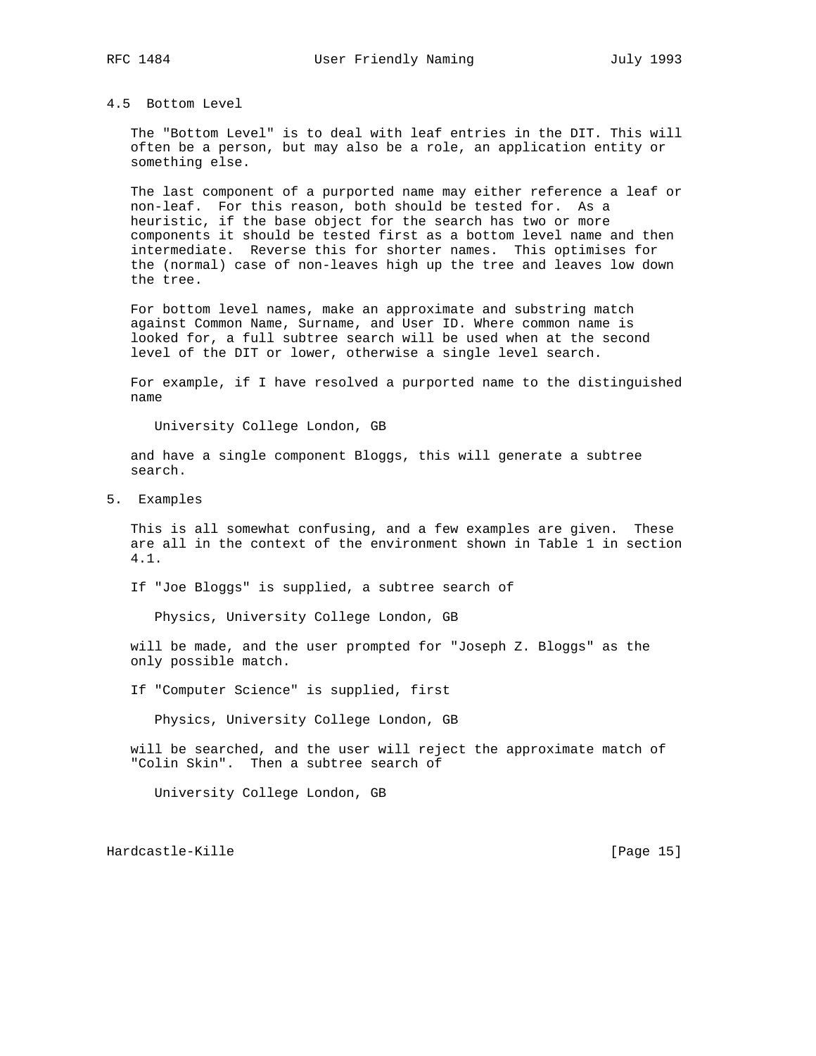### 4.5 Bottom Level

The "Bottom Level" is to deal with leaf entries in the DIT. This will often be a person, but may also be a role, an application entity or something else.

The last component of a purported name may either reference a leaf or non-leaf. For this reason, both should be tested for. As a heuristic, if the base object for the search has two or more components it should be tested first as a bottom level name and then intermediate. Reverse this for shorter names. This optimises for the (normal) case of non-leaves high up the tree and leaves low down the tree.

For bottom level names, make an approximate and substring match against Common Name, Surname, and User ID. Where common name is looked for, a full subtree search will be used when at the second level of the DIT or lower, otherwise a single level search.

For example, if I have resolved a purported name to the distinguished name

```
University College London, GB
```

and have a single component Bloggs, this will generate a subtree search.

## 5. Examples

This is all somewhat confusing, and a few examples are given. These are all in the context of the environment shown in Table 1 in section 4.1.

If "Joe Bloggs" is supplied, a subtree search of

```
Physics, University College London, GB
```

will be made, and the user prompted for "Joseph Z. Bloggs" as the only possible match.

If "Computer Science" is supplied, first

```
Physics, University College London, GB
```

will be searched, and the user will reject the approximate match of "Colin Skin". Then a subtree search of

```
University College London, GB
```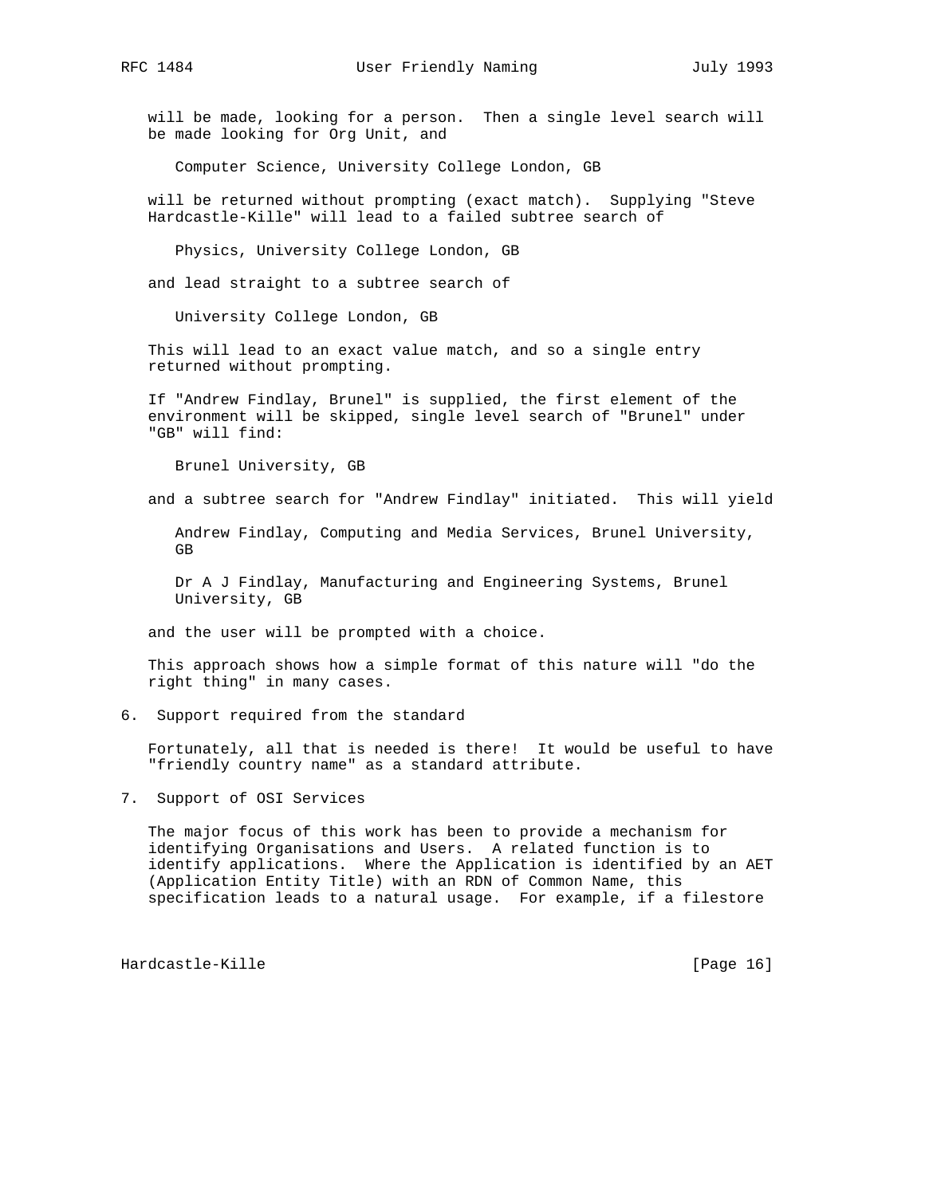will be made, looking for a person. Then a single level search will be made looking for Org Unit, and

Computer Science, University College London, GB

will be returned without prompting (exact match). Supplying "Steve Hardcastle-Kille" will lead to a failed subtree search of

Physics, University College London, GB

and lead straight to a subtree search of

University College London, GB

This will lead to an exact value match, and so a single entry returned without prompting.

If "Andrew Findlay, Brunel" is supplied, the first element of the environment will be skipped, single level search of "Brunel" under "GB" will find:

Brunel University, GB

and a subtree search for "Andrew Findlay" initiated. This will yield

Andrew Findlay, Computing and Media Services, Brunel University, GB

Dr A J Findlay, Manufacturing and Engineering Systems, Brunel University, GB

and the user will be prompted with a choice.

This approach shows how a simple format of this nature will "do the right thing" in many cases.

## 6. Support required from the standard

Fortunately, all that is needed is there! It would be useful to have "friendly country name" as a standard attribute.

## 7. Support of OSI Services

The major focus of this work has been to provide a mechanism for identifying Organisations and Users. A related function is to identify applications. Where the Application is identified by an AET (Application Entity Title) with an RDN of Common Name, this specification leads to a natural usage. For example, if a filestore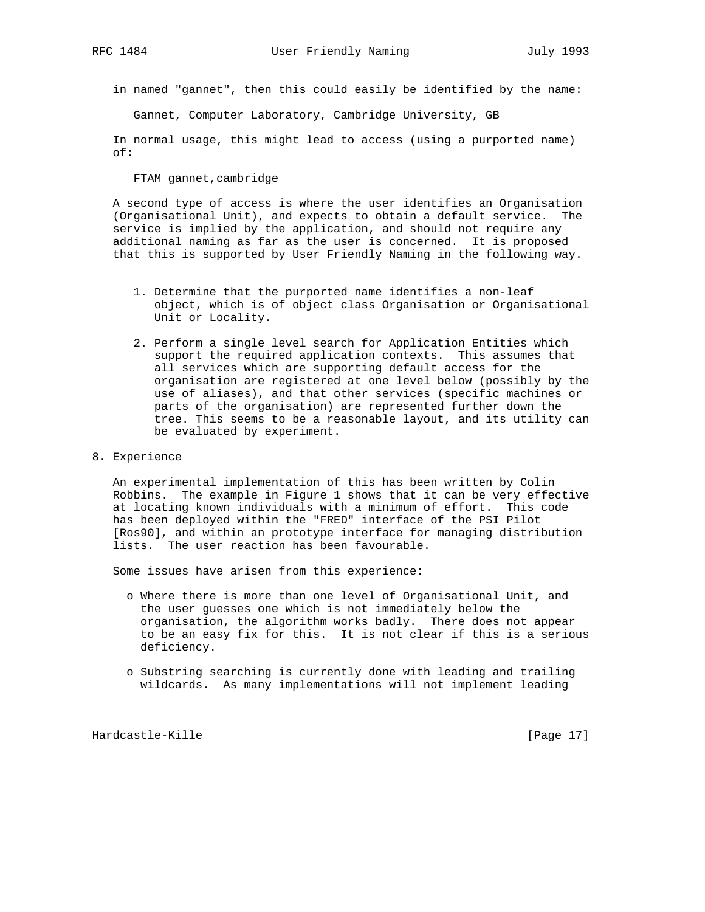in named "gannet", then this could easily be identified by the name:

```
Gannet, Computer Laboratory, Cambridge University, GB
```

In normal usage, this might lead to access (using a purported name) of:

```
FTAM gannet,cambridge
```

A second type of access is where the user identifies an Organisation (Organisational Unit), and expects to obtain a default service. The service is implied by the application, and should not require any additional naming as far as the user is concerned. It is proposed that this is supported by User Friendly Naming in the following way.

1. Determine that the purported name identifies a non-leaf object, which is of object class Organisation or Organisational Unit or Locality.
2. Perform a single level search for Application Entities which support the required application contexts. This assumes that all services which are supporting default access for the organisation are registered at one level below (possibly by the use of aliases), and that other services (specific machines or parts of the organisation) are represented further down the tree. This seems to be a reasonable layout, and its utility can be evaluated by experiment.

## 8. Experience

An experimental implementation of this has been written by Colin Robbins. The example in Figure 1 shows that it can be very effective at locating known individuals with a minimum of effort. This code has been deployed within the "FRED" interface of the PSI Pilot [Ros90], and within a prototype interface for managing distribution lists. The user reaction has been favourable.

Some issues have arisen from this experience:

- Where there is more than one level of Organisational Unit, and the user guesses one which is not immediately below the organisation, the algorithm works badly. There does not appear to be an easy fix for this. It is not clear if this is a serious deficiency.
- Substring searching is currently done with leading and trailing wildcards. As many implementations will not implement leading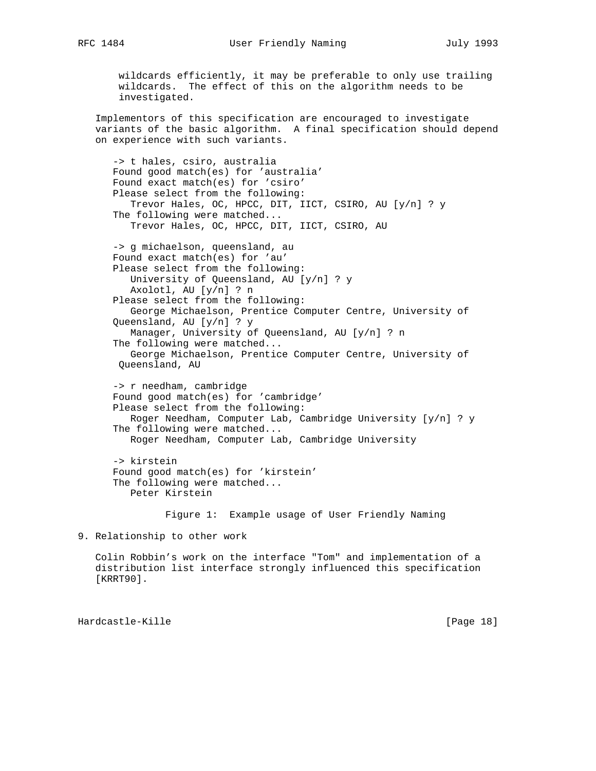wildcards efficiently, it may be preferable to only use trailing wildcards. The effect of this on the algorithm needs to be investigated.

Implementors of this specification are encouraged to investigate variants of the basic algorithm. A final specification should depend on experience with such variants.

```
-> t hales, csiro, australia
Found good match(es) for 'australia'
Found exact match(es) for 'csiro'
Please select from the following:
   Trevor Hales, OC, HPCC, DIT, IICT, CSIRO, AU [y/n] ? y
The following were matched...
   Trevor Hales, OC, HPCC, DIT, IICT, CSIRO, AU

-> g michaelson, queensland, au
Found exact match(es) for 'au'
Please select from the following:
   University of Queensland, AU [y/n] ? y
   Axolotl, AU [y/n] ? n
Please select from the following:
   George Michaelson, Prentice Computer Centre, University of
Queensland, AU [y/n] ? y
   Manager, University of Queensland, AU [y/n] ? n
The following were matched...
   George Michaelson, Prentice Computer Centre, University of
 Queensland, AU

-> r needham, cambridge
Found good match(es) for 'cambridge'
Please select from the following:
   Roger Needham, Computer Lab, Cambridge University [y/n] ? y
The following were matched...
   Roger Needham, Computer Lab, Cambridge University

-> kirstein
Found good match(es) for 'kirstein'
The following were matched...
   Peter Kirstein
```

Figure 1: Example usage of User Friendly Naming

## 9. Relationship to other work

Colin Robbin's work on the interface "Tom" and implementation of a distribution list interface strongly influenced this specification [KRRT90].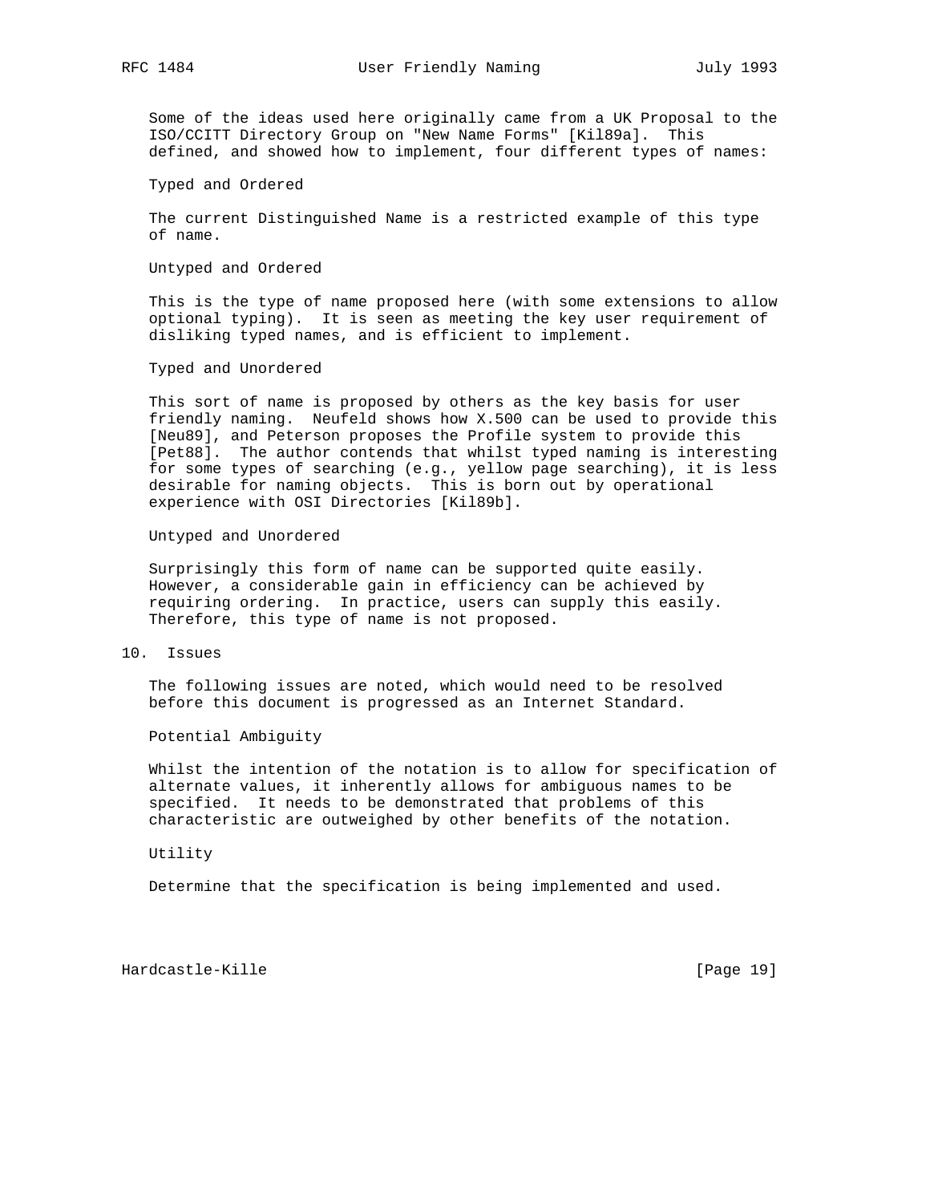Some of the ideas used here originally came from a UK Proposal to the ISO/CCITT Directory Group on "New Name Forms" [Kil89a]. This defined, and showed how to implement, four different types of names:

Typed and Ordered

The current Distinguished Name is a restricted example of this type of name.

Untyped and Ordered

This is the type of name proposed here (with some extensions to allow optional typing). It is seen as meeting the key user requirement of disliking typed names, and is efficient to implement.

Typed and Unordered

This sort of name is proposed by others as the key basis for user friendly naming. Neufeld shows how X.500 can be used to provide this [Neu89], and Peterson proposes the Profile system to provide this [Pet88]. The author contends that whilst typed naming is interesting for some types of searching (e.g., yellow page searching), it is less desirable for naming objects. This is born out by operational experience with OSI Directories [Kil89b].

Untyped and Unordered

Surprisingly this form of name can be supported quite easily. However, a considerable gain in efficiency can be achieved by requiring ordering. In practice, users can supply this easily. Therefore, this type of name is not proposed.

## 10. Issues

The following issues are noted, which would need to be resolved before this document is progressed as an Internet Standard.

Potential Ambiguity

Whilst the intention of the notation is to allow for specification of alternate values, it inherently allows for ambiguous names to be specified. It needs to be demonstrated that problems of this characteristic are outweighed by other benefits of the notation.

Utility

Determine that the specification is being implemented and used.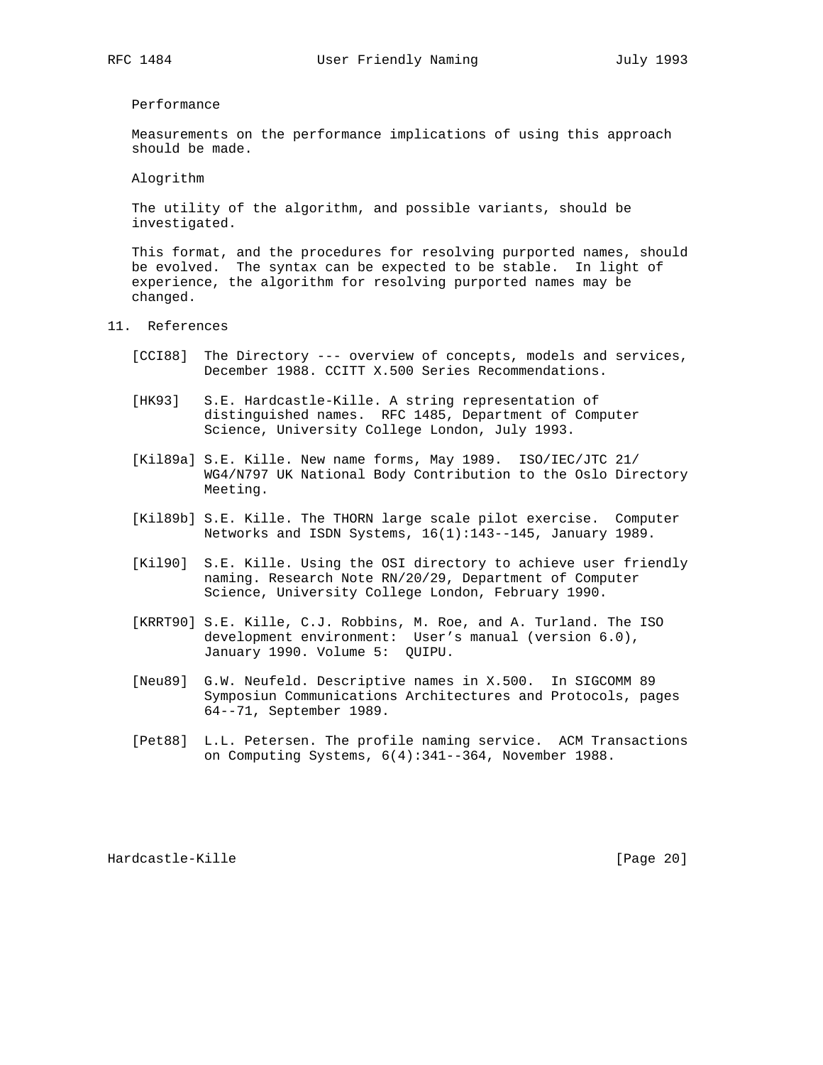Performance

Measurements on the performance implications of using this approach should be made.

Alogrithm

The utility of the algorithm, and possible variants, should be investigated.

This format, and the procedures for resolving purported names, should be evolved. The syntax can be expected to be stable. In light of experience, the algorithm for resolving purported names may be changed.

## 11. References

[CCI88] The Directory --- overview of concepts, models and services, December 1988. CCITT X.500 Series Recommendations.

[HK93] S.E. Hardcastle-Kille. A string representation of distinguished names. RFC 1485, Department of Computer Science, University College London, July 1993.

[Kil89a] S.E. Kille. New name forms, May 1989. ISO/IEC/JTC 21/ WG4/N797 UK National Body Contribution to the Oslo Directory Meeting.

[Kil89b] S.E. Kille. The THORN large scale pilot exercise. Computer Networks and ISDN Systems, 16(1):143--145, January 1989.

[Kil90] S.E. Kille. Using the OSI directory to achieve user friendly naming. Research Note RN/20/29, Department of Computer Science, University College London, February 1990.

[KRRT90] S.E. Kille, C.J. Robbins, M. Roe, and A. Turland. The ISO development environment: User's manual (version 6.0), January 1990. Volume 5: QUIPU.

[Neu89] G.W. Neufeld. Descriptive names in X.500. In SIGCOMM 89 Symposiun Communications Architectures and Protocols, pages 64--71, September 1989.

[Pet88] L.L. Petersen. The profile naming service. ACM Transactions on Computing Systems, 6(4):341--364, November 1988.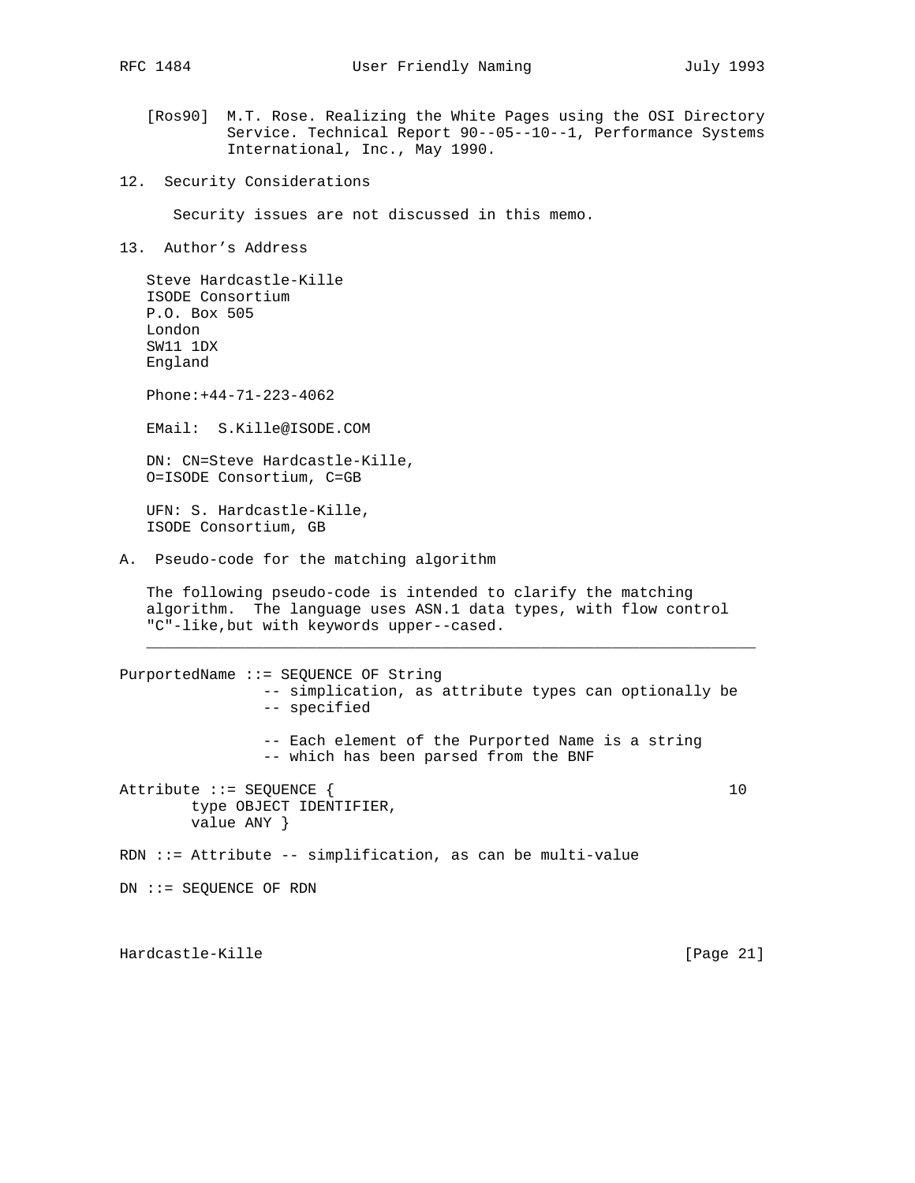[Ros90] M.T. Rose. Realizing the White Pages using the OSI Directory Service. Technical Report 90--05--10--1, Performance Systems International, Inc., May 1990.

## 12. Security Considerations

Security issues are not discussed in this memo.

## 13. Author's Address

Steve Hardcastle-Kille
ISODE Consortium
P.O. Box 505
London
SW11 1DX
England

Phone:+44-71-223-4062

EMail: S.Kille@ISODE.COM

DN: CN=Steve Hardcastle-Kille,
O=ISODE Consortium, C=GB

UFN: S. Hardcastle-Kille,
ISODE Consortium, GB

## A. Pseudo-code for the matching algorithm

The following pseudo-code is intended to clarify the matching algorithm. The language uses ASN.1 data types, with flow control "C"-like,but with keywords upper--cased.

```
PurportedName ::= SEQUENCE OF String
                -- simplication, as attribute types can optionally be
                -- specified

                -- Each element of the Purported Name is a string
                -- which has been parsed from the BNF

Attribute ::= SEQUENCE {                                           10
        type OBJECT IDENTIFIER,
        value ANY }

RDN ::= Attribute -- simplification, as can be multi-value

DN ::= SEQUENCE OF RDN
```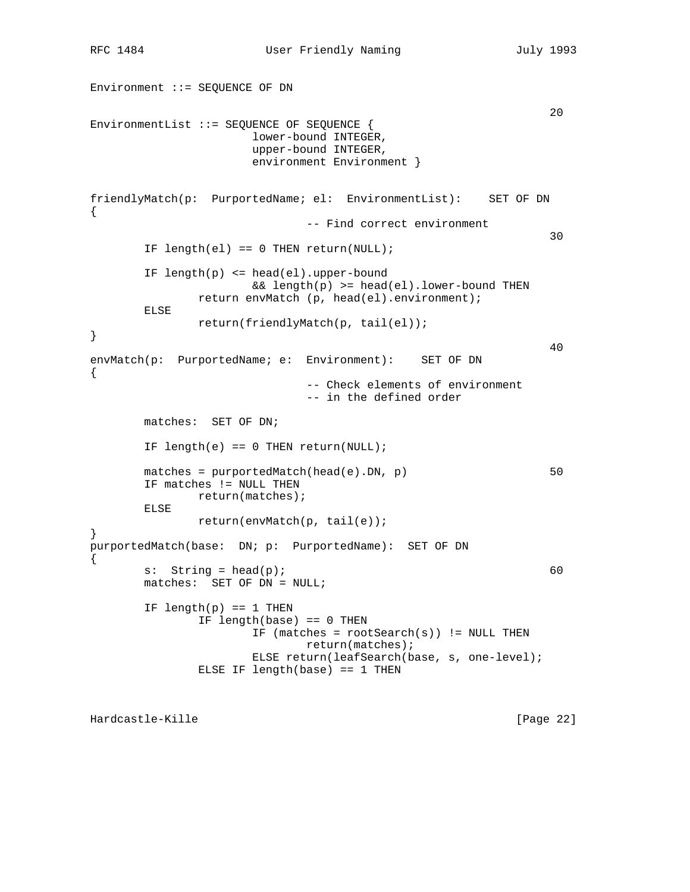```
Environment ::= SEQUENCE OF DN

                                                                   20
EnvironmentList ::= SEQUENCE OF SEQUENCE {
                        lower-bound INTEGER,
                        upper-bound INTEGER,
                        environment Environment }


friendlyMatch(p:  PurportedName; el:  EnvironmentList):    SET OF DN
{
                                -- Find correct environment
                                                                   30
        IF length(el) == 0 THEN return(NULL);

        IF length(p) <= head(el).upper-bound
                        && length(p) >= head(el).lower-bound THEN
                return envMatch (p, head(el).environment);
        ELSE
                return(friendlyMatch(p, tail(el));
}
                                                                   40
envMatch(p:  PurportedName; e:  Environment):    SET OF DN
{
                                -- Check elements of environment
                                -- in the defined order

        matches:  SET OF DN;

        IF length(e) == 0 THEN return(NULL);

        matches = purportedMatch(head(e).DN, p)                    50
        IF matches != NULL THEN
                return(matches);
        ELSE
                return(envMatch(p, tail(e));
}
purportedMatch(base:  DN; p:  PurportedName):  SET OF DN
{
        s:  String = head(p);                                      60
        matches:  SET OF DN = NULL;

        IF length(p) == 1 THEN
                IF length(base) == 0 THEN
                        IF (matches = rootSearch(s)) != NULL THEN
                                return(matches);
                        ELSE return(leafSearch(base, s, one-level);
                ELSE IF length(base) == 1 THEN
```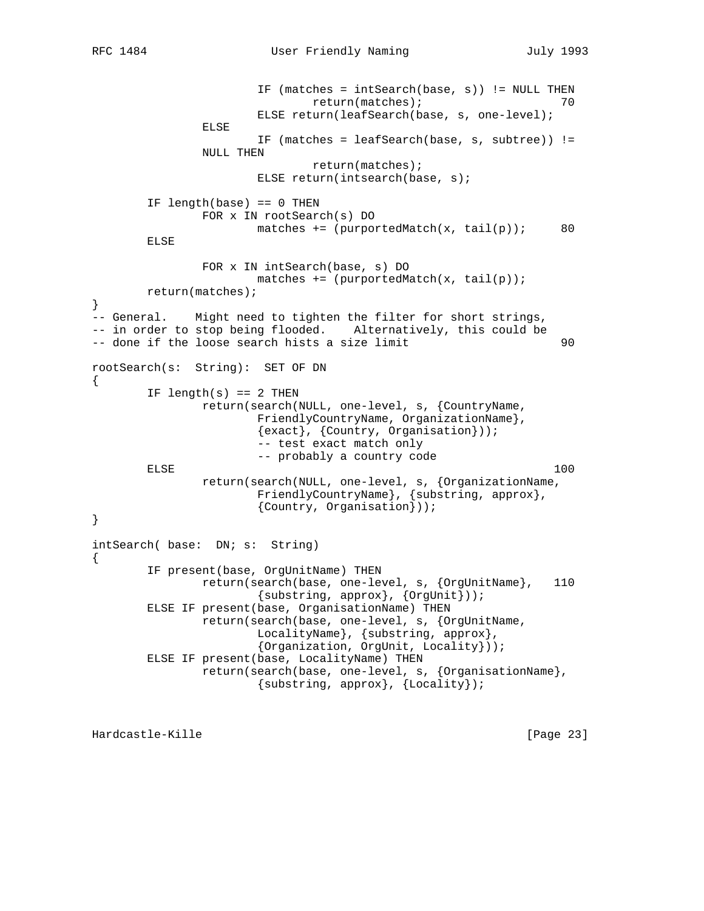```
                        IF (matches = intSearch(base, s)) != NULL THEN
                                return(matches);                        70
                        ELSE return(leafSearch(base, s, one-level);
                ELSE
                        IF (matches = leafSearch(base, s, subtree)) !=
                NULL THEN
                                return(matches);
                        ELSE return(intsearch(base, s);

        IF length(base) == 0 THEN
                FOR x IN rootSearch(s) DO
                        matches += (purportedMatch(x, tail(p));         80
        ELSE

                FOR x IN intSearch(base, s) DO
                        matches += (purportedMatch(x, tail(p));
        return(matches);
}
-- General.    Might need to tighten the filter for short strings,
-- in order to stop being flooded.    Alternatively, this could be
-- done if the loose search hists a size limit                          90

rootSearch(s:  String):  SET OF DN
{
        IF length(s) == 2 THEN
                return(search(NULL, one-level, s, {CountryName,
                        FriendlyCountryName, OrganizationName},
                        {exact}, {Country, Organisation}));
                        -- test exact match only
                        -- probably a country code
        ELSE                                                            100
                return(search(NULL, one-level, s, {OrganizationName,
                        FriendlyCountryName}, {substring, approx},
                        {Country, Organisation}));
}

intSearch( base:  DN; s:  String)
{
        IF present(base, OrgUnitName) THEN
                return(search(base, one-level, s, {OrgUnitName},        110
                        {substring, approx}, {OrgUnit}));
        ELSE IF present(base, OrganisationName) THEN
                return(search(base, one-level, s, {OrgUnitName,
                        LocalityName}, {substring, approx},
                        {Organization, OrgUnit, Locality}));
        ELSE IF present(base, LocalityName) THEN
                return(search(base, one-level, s, {OrganisationName},
                        {substring, approx}, {Locality});
```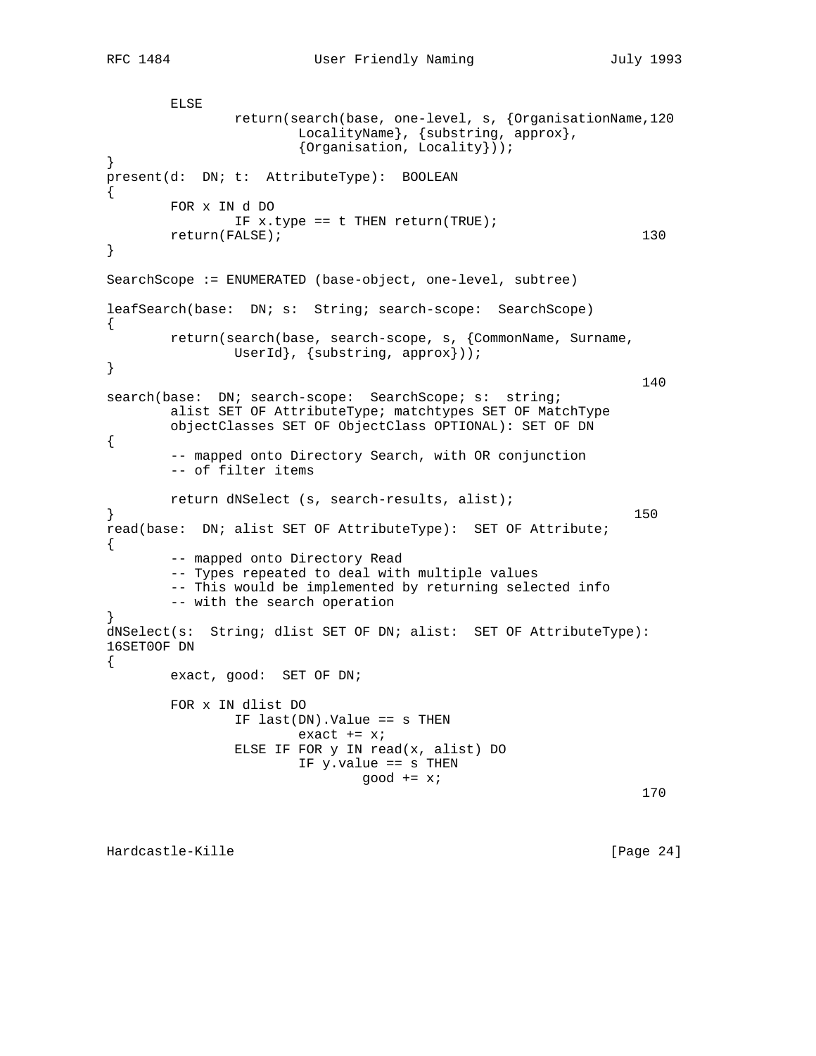```
        ELSE
                return(search(base, one-level, s, {OrganisationName,120
                        LocalityName}, {substring, approx},
                        {Organisation, Locality}));
}
present(d:  DN; t:  AttributeType):  BOOLEAN
{
        FOR x IN d DO
                IF x.type == t THEN return(TRUE);
        return(FALSE);                                              130
}

SearchScope := ENUMERATED (base-object, one-level, subtree)

leafSearch(base:  DN; s:  String; search-scope:  SearchScope)
{
        return(search(base, search-scope, s, {CommonName, Surname,
                UserId}, {substring, approx}));
}
                                                                    140
search(base:  DN; search-scope:  SearchScope; s:  string;
        alist SET OF AttributeType; matchtypes SET OF MatchType
        objectClasses SET OF ObjectClass OPTIONAL): SET OF DN
{
        -- mapped onto Directory Search, with OR conjunction
        -- of filter items

        return dNSelect (s, search-results, alist);
}                                                                  150
read(base:  DN; alist SET OF AttributeType):  SET OF Attribute;
{
        -- mapped onto Directory Read
        -- Types repeated to deal with multiple values
        -- This would be implemented by returning selected info
        -- with the search operation
}
dNSelect(s:  String; dlist SET OF DN; alist:  SET OF AttributeType):
16SET0OF DN
{
        exact, good:  SET OF DN;

        FOR x IN dlist DO
                IF last(DN).Value == s THEN
                        exact += x;
                ELSE IF FOR y IN read(x, alist) DO
                        IF y.value == s THEN
                                good += x;
                                                                    170
```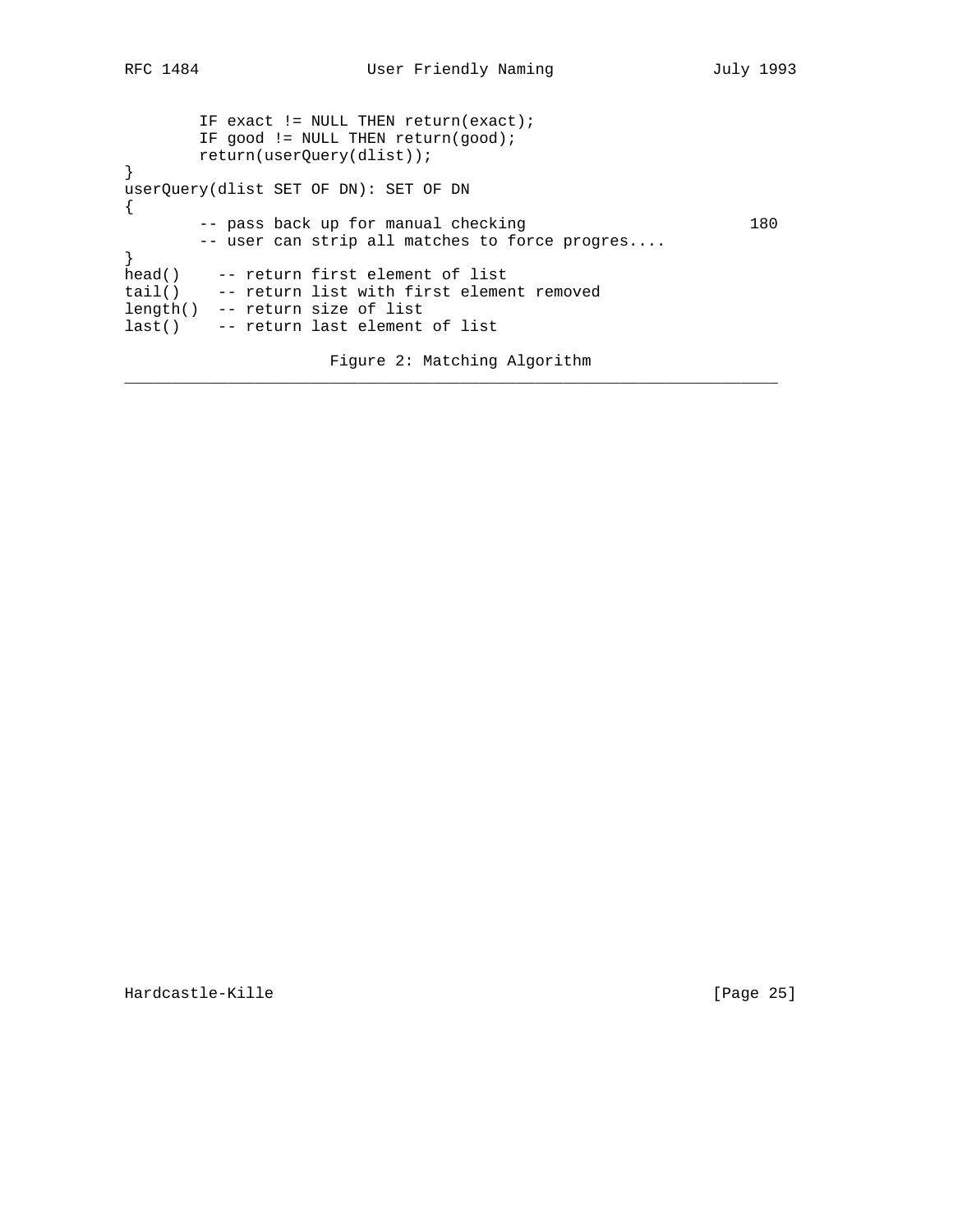```
        IF exact != NULL THEN return(exact);
        IF good != NULL THEN return(good);
        return(userQuery(dlist));
}
userQuery(dlist SET OF DN): SET OF DN
{
        -- pass back up for manual checking                        180
        -- user can strip all matches to force progres....
}
head()    -- return first element of list
tail()    -- return list with first element removed
length()  -- return size of list
last()    -- return last element of list
```

Figure 2: Matching Algorithm